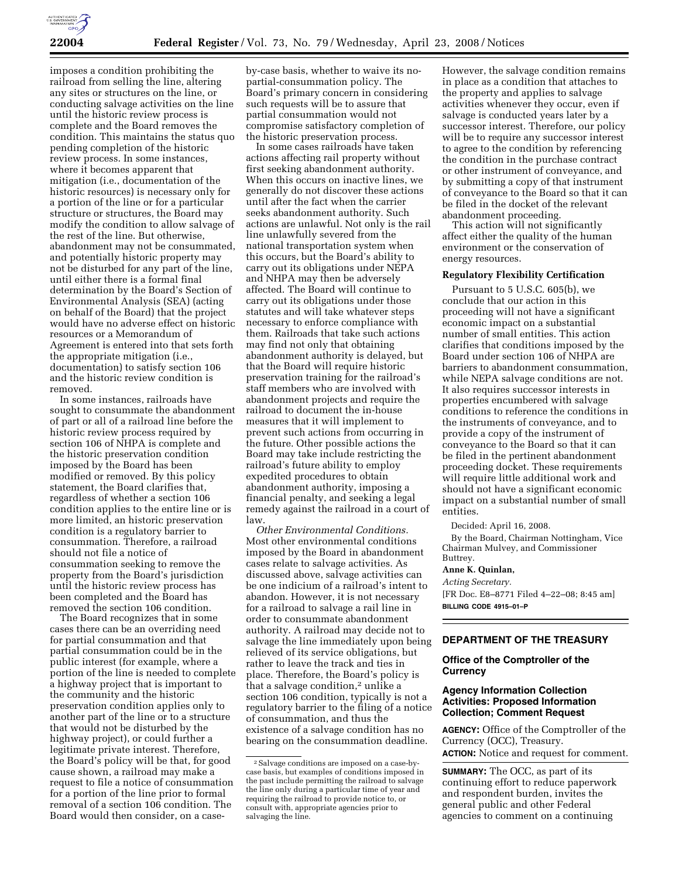imposes a condition prohibiting the railroad from selling the line, altering any sites or structures on the line, or conducting salvage activities on the line until the historic review process is complete and the Board removes the condition. This maintains the status quo pending completion of the historic review process. In some instances, where it becomes apparent that mitigation (i.e., documentation of the historic resources) is necessary only for a portion of the line or for a particular structure or structures, the Board may modify the condition to allow salvage of the rest of the line. But otherwise, abandonment may not be consummated, and potentially historic property may not be disturbed for any part of the line, until either there is a formal final determination by the Board's Section of Environmental Analysis (SEA) (acting on behalf of the Board) that the project would have no adverse effect on historic resources or a Memorandum of Agreement is entered into that sets forth the appropriate mitigation (i.e., documentation) to satisfy section 106 and the historic review condition is removed.

In some instances, railroads have sought to consummate the abandonment of part or all of a railroad line before the historic review process required by section 106 of NHPA is complete and the historic preservation condition imposed by the Board has been modified or removed. By this policy statement, the Board clarifies that, regardless of whether a section 106 condition applies to the entire line or is more limited, an historic preservation condition is a regulatory barrier to consummation. Therefore, a railroad should not file a notice of consummation seeking to remove the property from the Board's jurisdiction until the historic review process has been completed and the Board has removed the section 106 condition.

The Board recognizes that in some cases there can be an overriding need for partial consummation and that partial consummation could be in the public interest (for example, where a portion of the line is needed to complete a highway project that is important to the community and the historic preservation condition applies only to another part of the line or to a structure that would not be disturbed by the highway project), or could further a legitimate private interest. Therefore, the Board's policy will be that, for good cause shown, a railroad may make a request to file a notice of consummation for a portion of the line prior to formal removal of a section 106 condition. The Board would then consider, on a case-by-case basis, whether to waive its no-partial-consummation policy. The Board's primary concern in considering such requests will be to assure that partial consummation would not compromise satisfactory completion of the historic preservation process.

In some cases railroads have taken actions affecting rail property without first seeking abandonment authority. When this occurs on inactive lines, we generally do not discover these actions until after the fact when the carrier seeks abandonment authority. Such actions are unlawful. Not only is the rail line unlawfully severed from the national transportation system when this occurs, but the Board's ability to carry out its obligations under NEPA and NHPA may then be adversely affected. The Board will continue to carry out its obligations under those statutes and will take whatever steps necessary to enforce compliance with them. Railroads that take such actions may find not only that obtaining abandonment authority is delayed, but that the Board will require historic preservation training for the railroad's staff members who are involved with abandonment projects and require the railroad to document the in-house measures that it will implement to prevent such actions from occurring in the future. Other possible actions the Board may take include restricting the railroad's future ability to employ expedited procedures to obtain abandonment authority, imposing a financial penalty, and seeking a legal remedy against the railroad in a court of law.

*Other Environmental Conditions.* Most other environmental conditions imposed by the Board in abandonment cases relate to salvage activities. As discussed above, salvage activities can be one indicium of a railroad's intent to abandon. However, it is not necessary for a railroad to salvage a rail line in order to consummate abandonment authority. A railroad may decide not to salvage the line immediately upon being relieved of its service obligations, but rather to leave the track and ties in place. Therefore, the Board's policy is that a salvage condition,[2] unlike a section 106 condition, typically is not a regulatory barrier to the filing of a notice of consummation, and thus the existence of a salvage condition has no bearing on the consummation deadline. However, the salvage condition remains in place as a condition that attaches to the property and applies to salvage activities whenever they occur, even if salvage is conducted years later by a successor interest. Therefore, our policy will be to require any successor interest to agree to the condition by referencing the condition in the purchase contract or other instrument of conveyance, and by submitting a copy of that instrument of conveyance to the Board so that it can be filed in the docket of the relevant abandonment proceeding.

This action will not significantly affect either the quality of the human environment or the conservation of energy resources.

**Regulatory Flexibility Certification**

Pursuant to 5 U.S.C. 605(b), we conclude that our action in this proceeding will not have a significant economic impact on a substantial number of small entities. This action clarifies that conditions imposed by the Board under section 106 of NHPA are barriers to abandonment consummation, while NEPA salvage conditions are not. It also requires successor interests in properties encumbered with salvage conditions to reference the conditions in the instruments of conveyance, and to provide a copy of the instrument of conveyance to the Board so that it can be filed in the pertinent abandonment proceeding docket. These requirements will require little additional work and should not have a significant economic impact on a substantial number of small entities.

Decided: April 16, 2008.

By the Board, Chairman Nottingham, Vice Chairman Mulvey, and Commissioner Buttrey.

**Anne K. Quinlan,**

*Acting Secretary.*

[FR Doc. E8–8771 Filed 4–22–08; 8:45 am]

**BILLING CODE 4915–01–P**

[2] Salvage conditions are imposed on a case-by-case basis, but examples of conditions imposed in the past include permitting the railroad to salvage the line only during a particular time of year and requiring the railroad to provide notice to, or consult with, appropriate agencies prior to salvaging the line.

---

## DEPARTMENT OF THE TREASURY

### Office of the Comptroller of the Currency

### Agency Information Collection Activities: Proposed Information Collection; Comment Request

**AGENCY:** Office of the Comptroller of the Currency (OCC), Treasury.

**ACTION:** Notice and request for comment.

**SUMMARY:** The OCC, as part of its continuing effort to reduce paperwork and respondent burden, invites the general public and other Federal agencies to comment on a continuing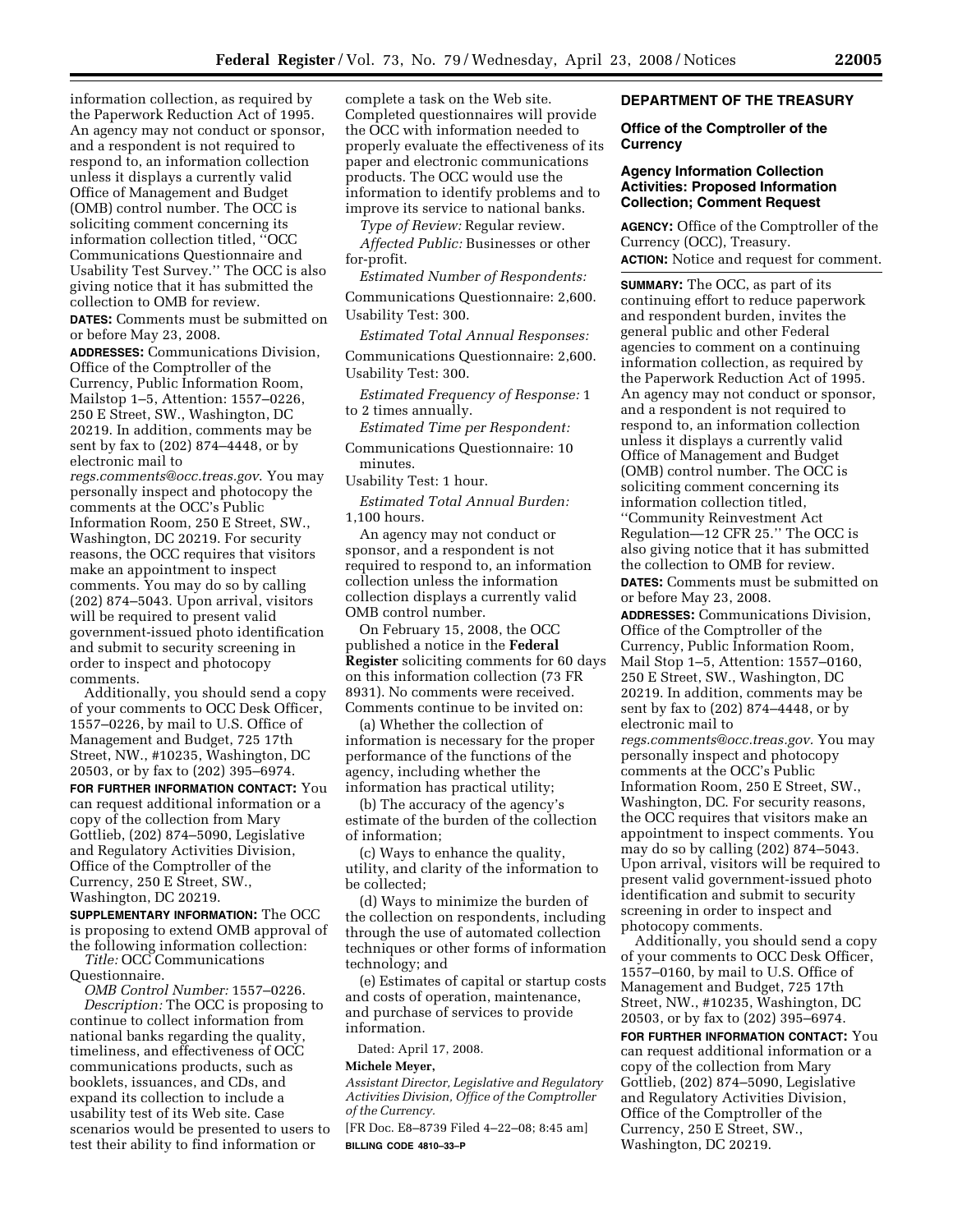information collection, as required by the Paperwork Reduction Act of 1995. An agency may not conduct or sponsor, and a respondent is not required to respond to, an information collection unless it displays a currently valid Office of Management and Budget (OMB) control number. The OCC is soliciting comment concerning its information collection titled, ''OCC Communications Questionnaire and Usability Test Survey.'' The OCC is also giving notice that it has submitted the collection to OMB for review.

**DATES:** Comments must be submitted on or before May 23, 2008.

**ADDRESSES:** Communications Division, Office of the Comptroller of the Currency, Public Information Room, Mailstop 1–5, Attention: 1557–0226, 250 E Street, SW., Washington, DC 20219. In addition, comments may be sent by fax to (202) 874–4448, or by electronic mail to *regs.comments@occ.treas.gov*. You may personally inspect and photocopy the comments at the OCC's Public Information Room, 250 E Street, SW., Washington, DC 20219. For security reasons, the OCC requires that visitors make an appointment to inspect comments. You may do so by calling (202) 874–5043. Upon arrival, visitors will be required to present valid government-issued photo identification and submit to security screening in order to inspect and photocopy comments.

Additionally, you should send a copy of your comments to OCC Desk Officer, 1557–0226, by mail to U.S. Office of Management and Budget, 725 17th Street, NW., #10235, Washington, DC 20503, or by fax to (202) 395–6974.

**FOR FURTHER INFORMATION CONTACT:** You can request additional information or a copy of the collection from Mary Gottlieb, (202) 874–5090, Legislative and Regulatory Activities Division, Office of the Comptroller of the Currency, 250 E Street, SW., Washington, DC 20219.

**SUPPLEMENTARY INFORMATION:** The OCC is proposing to extend OMB approval of the following information collection:

*Title:* OCC Communications Questionnaire.

*OMB Control Number:* 1557–0226.

*Description:* The OCC is proposing to continue to collect information from national banks regarding the quality, timeliness, and effectiveness of OCC communications products, such as booklets, issuances, and CDs, and expand its collection to include a usability test of its Web site. Case scenarios would be presented to users to test their ability to find information or complete a task on the Web site. Completed questionnaires will provide the OCC with information needed to properly evaluate the effectiveness of its paper and electronic communications products. The OCC would use the information to identify problems and to improve its service to national banks.

*Type of Review:* Regular review.

*Affected Public:* Businesses or other for-profit.

*Estimated Number of Respondents:*

Communications Questionnaire: 2,600.
Usability Test: 300.

*Estimated Total Annual Responses:*

Communications Questionnaire: 2,600.
Usability Test: 300.

*Estimated Frequency of Response:* 1 to 2 times annually.

*Estimated Time per Respondent:*

Communications Questionnaire: 10 minutes.
Usability Test: 1 hour.

*Estimated Total Annual Burden:* 1,100 hours.

An agency may not conduct or sponsor, and a respondent is not required to respond to, an information collection unless the information collection displays a currently valid OMB control number.

On February 15, 2008, the OCC published a notice in the **Federal Register** soliciting comments for 60 days on this information collection (73 FR 8931). No comments were received. Comments continue to be invited on:

(a) Whether the collection of information is necessary for the proper performance of the functions of the agency, including whether the information has practical utility;

(b) The accuracy of the agency's estimate of the burden of the collection of information;

(c) Ways to enhance the quality, utility, and clarity of the information to be collected;

(d) Ways to minimize the burden of the collection on respondents, including through the use of automated collection techniques or other forms of information technology; and

(e) Estimates of capital or startup costs and costs of operation, maintenance, and purchase of services to provide information.

Dated: April 17, 2008.

**Michele Meyer,**

*Assistant Director, Legislative and Regulatory Activities Division, Office of the Comptroller of the Currency.*

[FR Doc. E8–8739 Filed 4–22–08; 8:45 am]

**BILLING CODE 4810–33–P**

## DEPARTMENT OF THE TREASURY

### Office of the Comptroller of the Currency

### Agency Information Collection Activities: Proposed Information Collection; Comment Request

**AGENCY:** Office of the Comptroller of the Currency (OCC), Treasury.

**ACTION:** Notice and request for comment.

**SUMMARY:** The OCC, as part of its continuing effort to reduce paperwork and respondent burden, invites the general public and other Federal agencies to comment on a continuing information collection, as required by the Paperwork Reduction Act of 1995. An agency may not conduct or sponsor, and a respondent is not required to respond to, an information collection unless it displays a currently valid Office of Management and Budget (OMB) control number. The OCC is soliciting comment concerning its information collection titled, ''Community Reinvestment Act Regulation—12 CFR 25.'' The OCC is also giving notice that it has submitted the collection to OMB for review.

**DATES:** Comments must be submitted on or before May 23, 2008.

**ADDRESSES:** Communications Division, Office of the Comptroller of the Currency, Public Information Room, Mail Stop 1–5, Attention: 1557–0160, 250 E Street, SW., Washington, DC 20219. In addition, comments may be sent by fax to (202) 874–4448, or by electronic mail to *regs.comments@occ.treas.gov*. You may personally inspect and photocopy comments at the OCC's Public Information Room, 250 E Street, SW., Washington, DC. For security reasons, the OCC requires that visitors make an appointment to inspect comments. You may do so by calling (202) 874–5043. Upon arrival, visitors will be required to present valid government-issued photo identification and submit to security screening in order to inspect and photocopy comments.

Additionally, you should send a copy of your comments to OCC Desk Officer, 1557–0160, by mail to U.S. Office of Management and Budget, 725 17th Street, NW., #10235, Washington, DC 20503, or by fax to (202) 395–6974.

**FOR FURTHER INFORMATION CONTACT:** You can request additional information or a copy of the collection from Mary Gottlieb, (202) 874–5090, Legislative and Regulatory Activities Division, Office of the Comptroller of the Currency, 250 E Street, SW., Washington, DC 20219.